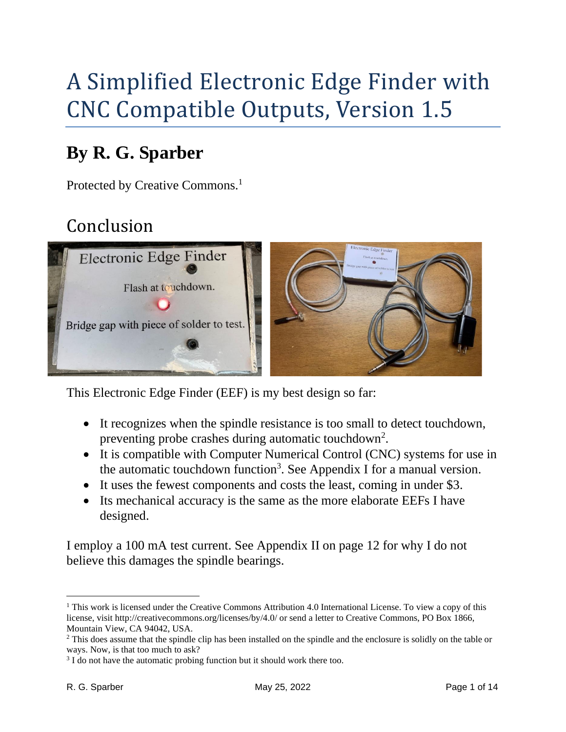# A Simplified Electronic Edge Finder with CNC Compatible Outputs, Version 1.5

## By R. G. Sparber

Protected by Creative Commons.[1]

# Conclusion

This Electronic Edge Finder (EEF) is my best design so far:

- It recognizes when the spindle resistance is too small to detect touchdown, preventing probe crashes during automatic touchdown[2].
- It is compatible with Computer Numerical Control (CNC) systems for use in the automatic touchdown function[3]. See Appendix I for a manual version.
- It uses the fewest components and costs the least, coming in under $3.
- Its mechanical accuracy is the same as the more elaborate EEFs I have designed.

I employ a 100 mA test current. See Appendix II on page 12 for why I do not believe this damages the spindle bearings.

---

[1] This work is licensed under the Creative Commons Attribution 4.0 International License. To view a copy of this license, visit http://creativecommons.org/licenses/by/4.0/ or send a letter to Creative Commons, PO Box 1866, Mountain View, CA 94042, USA.

[2] This does assume that the spindle clip has been installed on the spindle and the enclosure is solidly on the table or ways. Now, is that too much to ask?

[3] I do not have the automatic probing function but it should work there too.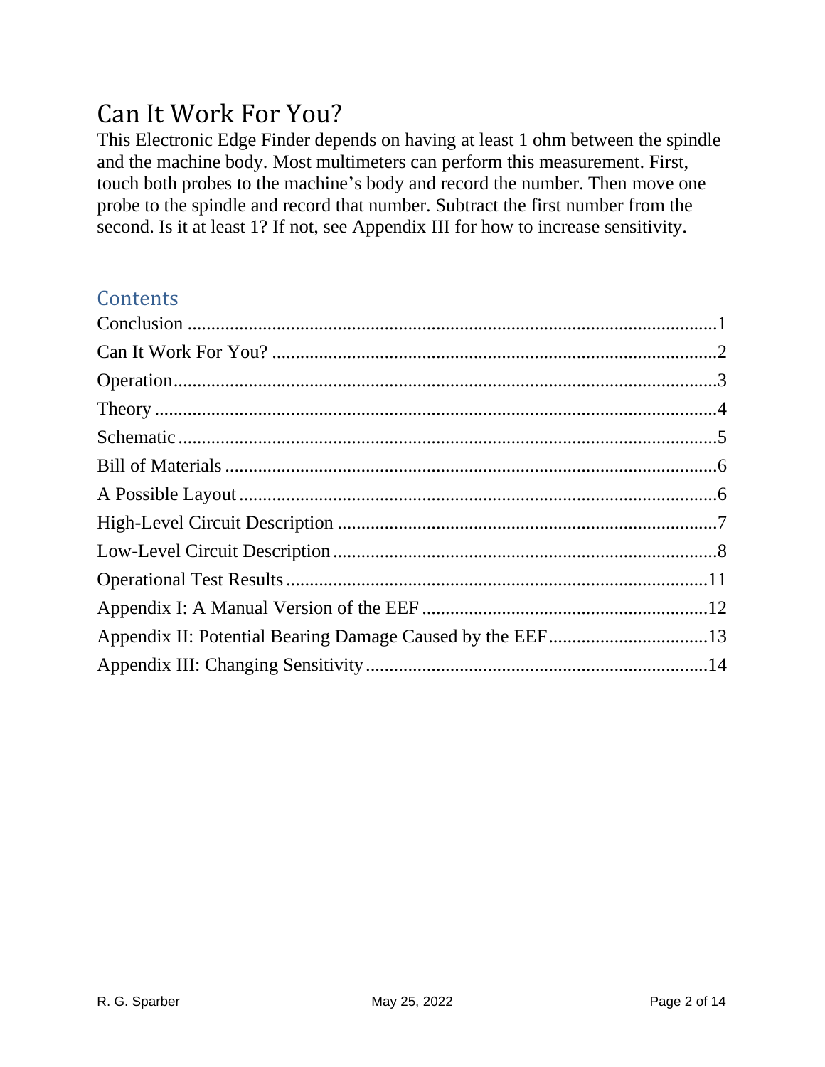# Can It Work For You?

This Electronic Edge Finder depends on having at least 1 ohm between the spindle and the machine body. Most multimeters can perform this measurement. First, touch both probes to the machine's body and record the number. Then move one probe to the spindle and record that number. Subtract the first number from the second. Is it at least 1? If not, see Appendix III for how to increase sensitivity.

## Contents

Conclusion ....................................................................................................1
Can It Work For You? ...................................................................................2
Operation.......................................................................................................3
Theory ...........................................................................................................4
Schematic ......................................................................................................5
Bill of Materials .............................................................................................6
A Possible Layout ..........................................................................................6
High-Level Circuit Description .....................................................................7
Low-Level Circuit Description ......................................................................8
Operational Test Results ..............................................................................11
Appendix I: A Manual Version of the EEF .................................................12
Appendix II: Potential Bearing Damage Caused by the EEF.......................13
Appendix III: Changing Sensitivity .............................................................14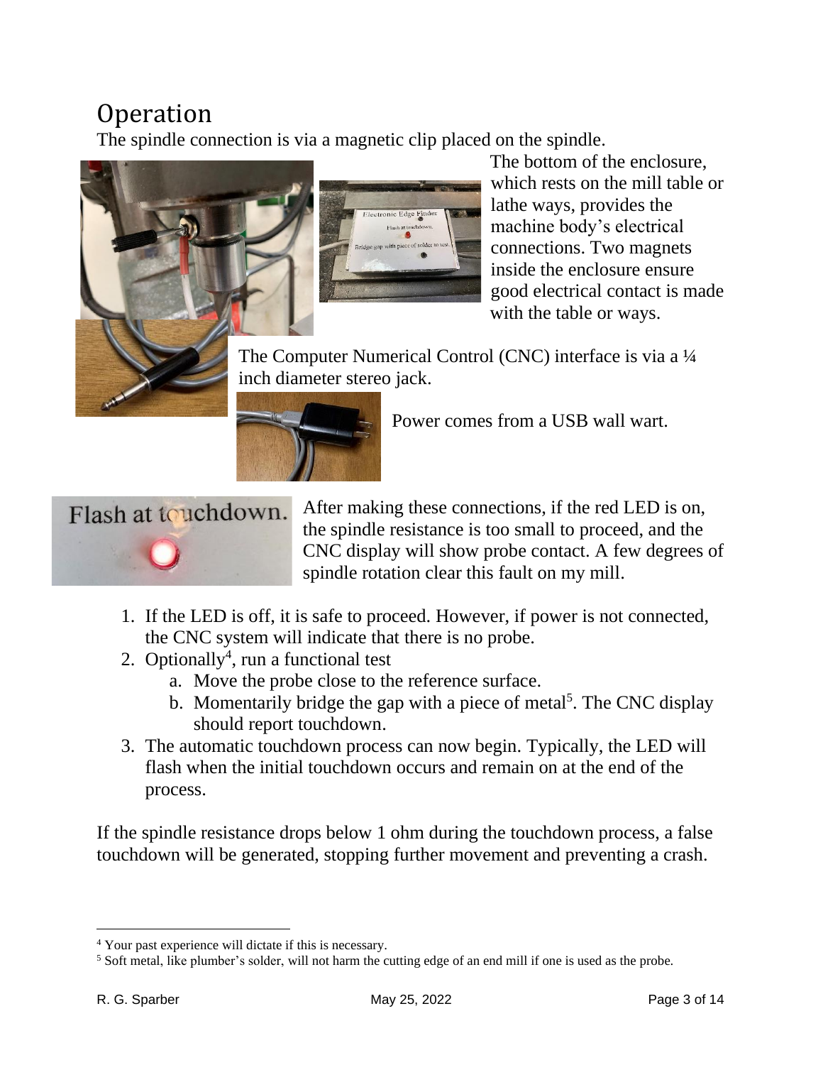# Operation

The spindle connection is via a magnetic clip placed on the spindle.

The bottom of the enclosure, which rests on the mill table or lathe ways, provides the machine body's electrical connections. Two magnets inside the enclosure ensure good electrical contact is made with the table or ways.

The Computer Numerical Control (CNC) interface is via a ¼ inch diameter stereo jack.

Power comes from a USB wall wart.

After making these connections, if the red LED is on, the spindle resistance is too small to proceed, and the CNC display will show probe contact. A few degrees of spindle rotation clear this fault on my mill.

1. If the LED is off, it is safe to proceed. However, if power is not connected, the CNC system will indicate that there is no probe.
2. Optionally[4], run a functional test
   a. Move the probe close to the reference surface.
   b. Momentarily bridge the gap with a piece of metal[5]. The CNC display should report touchdown.
3. The automatic touchdown process can now begin. Typically, the LED will flash when the initial touchdown occurs and remain on at the end of the process.

If the spindle resistance drops below 1 ohm during the touchdown process, a false touchdown will be generated, stopping further movement and preventing a crash.

---

[4] Your past experience will dictate if this is necessary.

[5] Soft metal, like plumber's solder, will not harm the cutting edge of an end mill if one is used as the probe.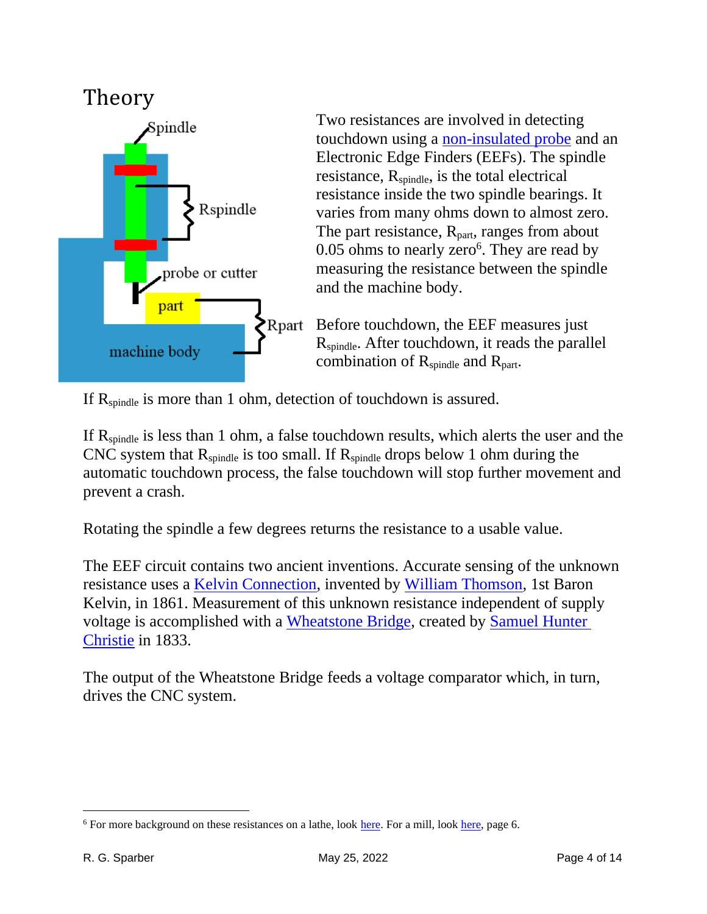# Theory

Two resistances are involved in detecting touchdown using a non-insulated probe and an Electronic Edge Finders (EEFs). The spindle resistance, $R_{spindle}$, is the total electrical resistance inside the two spindle bearings. It varies from many ohms down to almost zero. The part resistance, $R_{part}$, ranges from about 0.05 ohms to nearly zero[6]. They are read by measuring the resistance between the spindle and the machine body.

Before touchdown, the EEF measures just $R_{spindle}$. After touchdown, it reads the parallel combination of $R_{spindle}$ and $R_{part}$.

If $R_{spindle}$ is more than 1 ohm, detection of touchdown is assured.

If $R_{spindle}$ is less than 1 ohm, a false touchdown results, which alerts the user and the CNC system that $R_{spindle}$ is too small. If $R_{spindle}$ drops below 1 ohm during the automatic touchdown process, the false touchdown will stop further movement and prevent a crash.

Rotating the spindle a few degrees returns the resistance to a usable value.

The EEF circuit contains two ancient inventions. Accurate sensing of the unknown resistance uses a Kelvin Connection, invented by William Thomson, 1st Baron Kelvin, in 1861. Measurement of this unknown resistance independent of supply voltage is accomplished with a Wheatstone Bridge, created by Samuel Hunter Christie in 1833.

The output of the Wheatstone Bridge feeds a voltage comparator which, in turn, drives the CNC system.

---

[6] For more background on these resistances on a lathe, look here. For a mill, look here, page 6.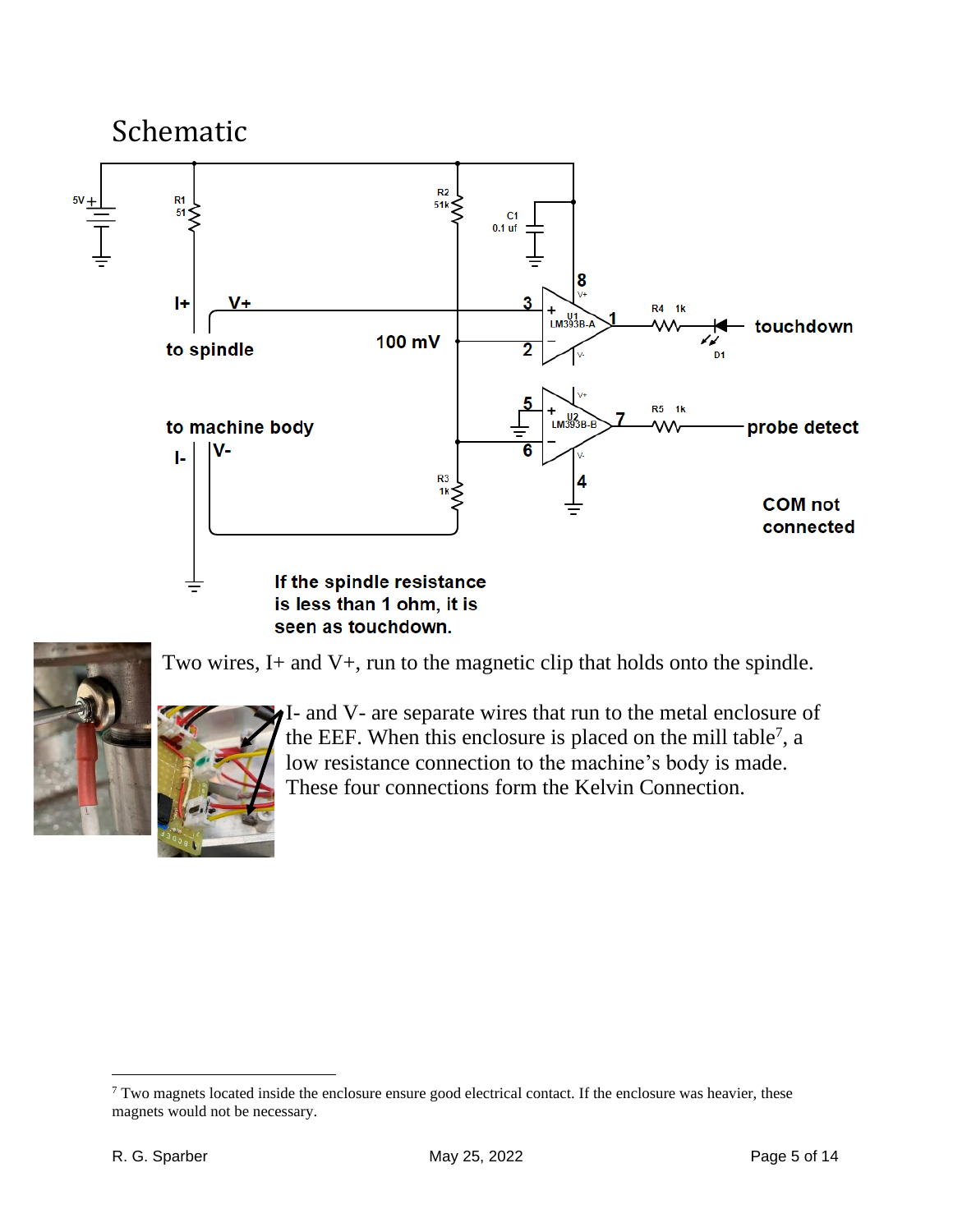# Schematic

Two wires, I+ and V+, run to the magnetic clip that holds onto the spindle.

I- and V- are separate wires that run to the metal enclosure of the EEF. When this enclosure is placed on the mill table[7], a low resistance connection to the machine's body is made. These four connections form the Kelvin Connection.

---

[7] Two magnets located inside the enclosure ensure good electrical contact. If the enclosure was heavier, these magnets would not be necessary.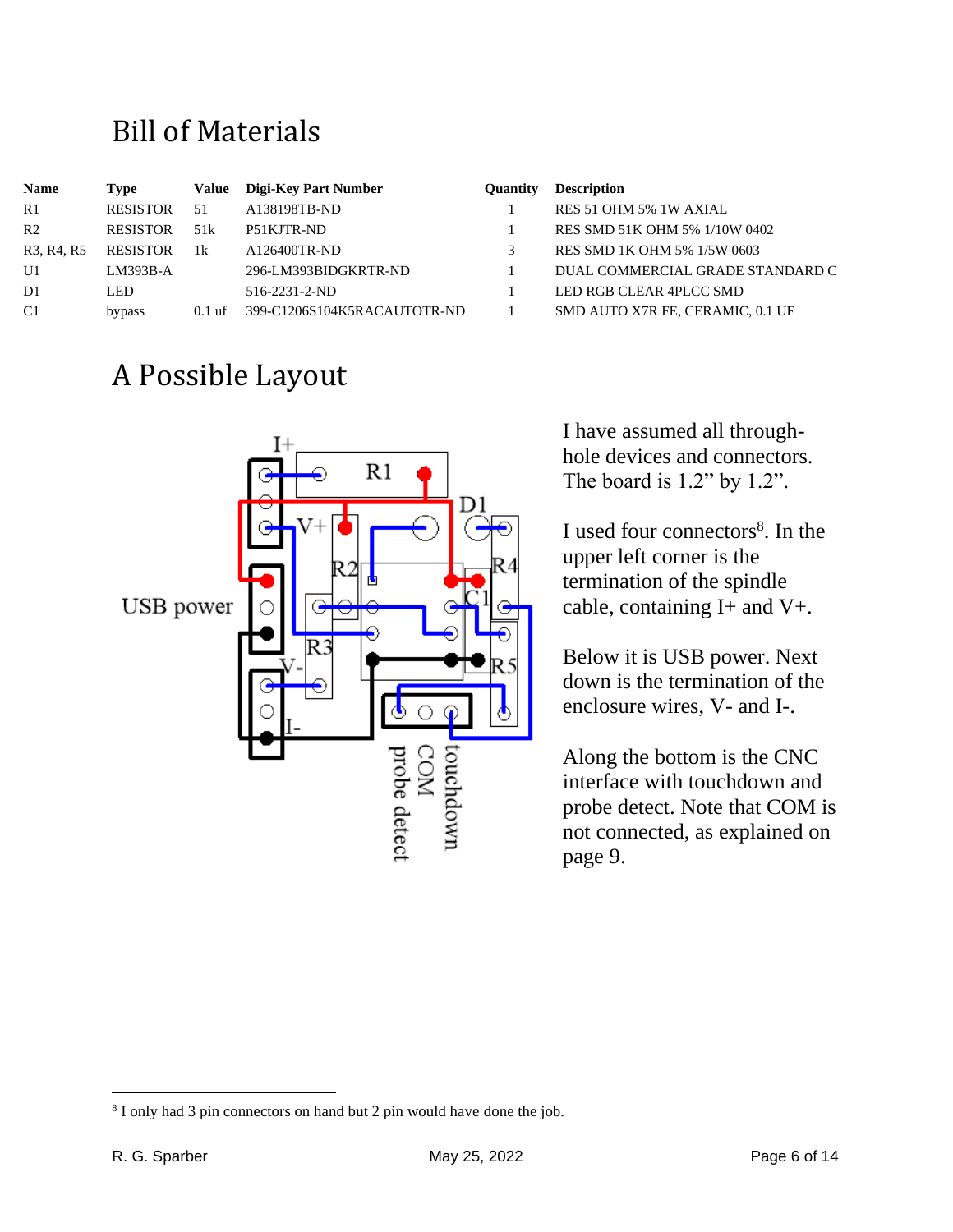## Bill of Materials

| Name | Type | Value | Digi-Key Part Number | Quantity | Description |
|---|---|---|---|---|---|
| R1 | RESISTOR | 51 | A138198TB-ND | 1 | RES 51 OHM 5% 1W AXIAL |
| R2 | RESISTOR | 51k | P51KJTR-ND | 1 | RES SMD 51K OHM 5% 1/10W 0402 |
| R3, R4, R5 | RESISTOR | 1k | A126400TR-ND | 3 | RES SMD 1K OHM 5% 1/5W 0603 |
| U1 | LM393B-A | | 296-LM393BIDGKRTR-ND | 1 | DUAL COMMERCIAL GRADE STANDARD C |
| D1 | LED | | 516-2231-2-ND | 1 | LED RGB CLEAR 4PLCC SMD |
| C1 | bypass | 0.1 uf | 399-C1206S104K5RACAUTOTR-ND | 1 | SMD AUTO X7R FE, CERAMIC, 0.1 UF |

## A Possible Layout

I have assumed all through-hole devices and connectors. The board is 1.2" by 1.2".

I used four connectors[8]. In the upper left corner is the termination of the spindle cable, containing I+ and V+.

Below it is USB power. Next down is the termination of the enclosure wires, V- and I-.

Along the bottom is the CNC interface with touchdown and probe detect. Note that COM is not connected, as explained on page 9.

[8] I only had 3 pin connectors on hand but 2 pin would have done the job.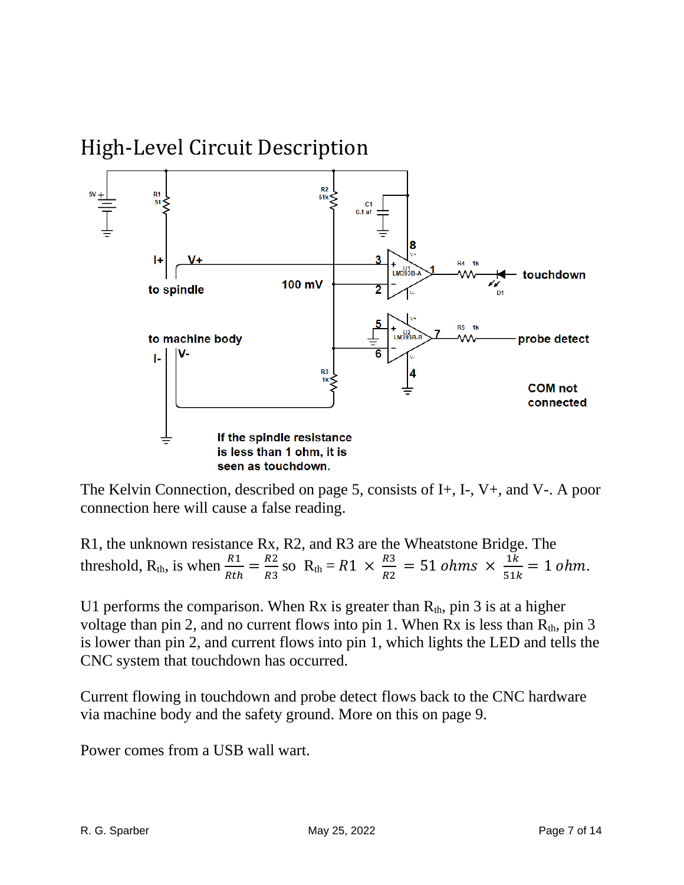## High-Level Circuit Description

The Kelvin Connection, described on page 5, consists of I+, I-, V+, and V-. A poor connection here will cause a false reading.

R1, the unknown resistance Rx, R2, and R3 are the Wheatstone Bridge. The threshold, $R_{th}$, is when $\frac{R1}{Rth} = \frac{R2}{R3}$ so $R_{th} = R1 \times \frac{R3}{R2} = 51\ ohms \times \frac{1k}{51k} = 1\ ohm.$

U1 performs the comparison. When Rx is greater than $R_{th}$, pin 3 is at a higher voltage than pin 2, and no current flows into pin 1. When Rx is less than $R_{th}$, pin 3 is lower than pin 2, and current flows into pin 1, which lights the LED and tells the CNC system that touchdown has occurred.

Current flowing in touchdown and probe detect flows back to the CNC hardware via machine body and the safety ground. More on this on page 9.

Power comes from a USB wall wart.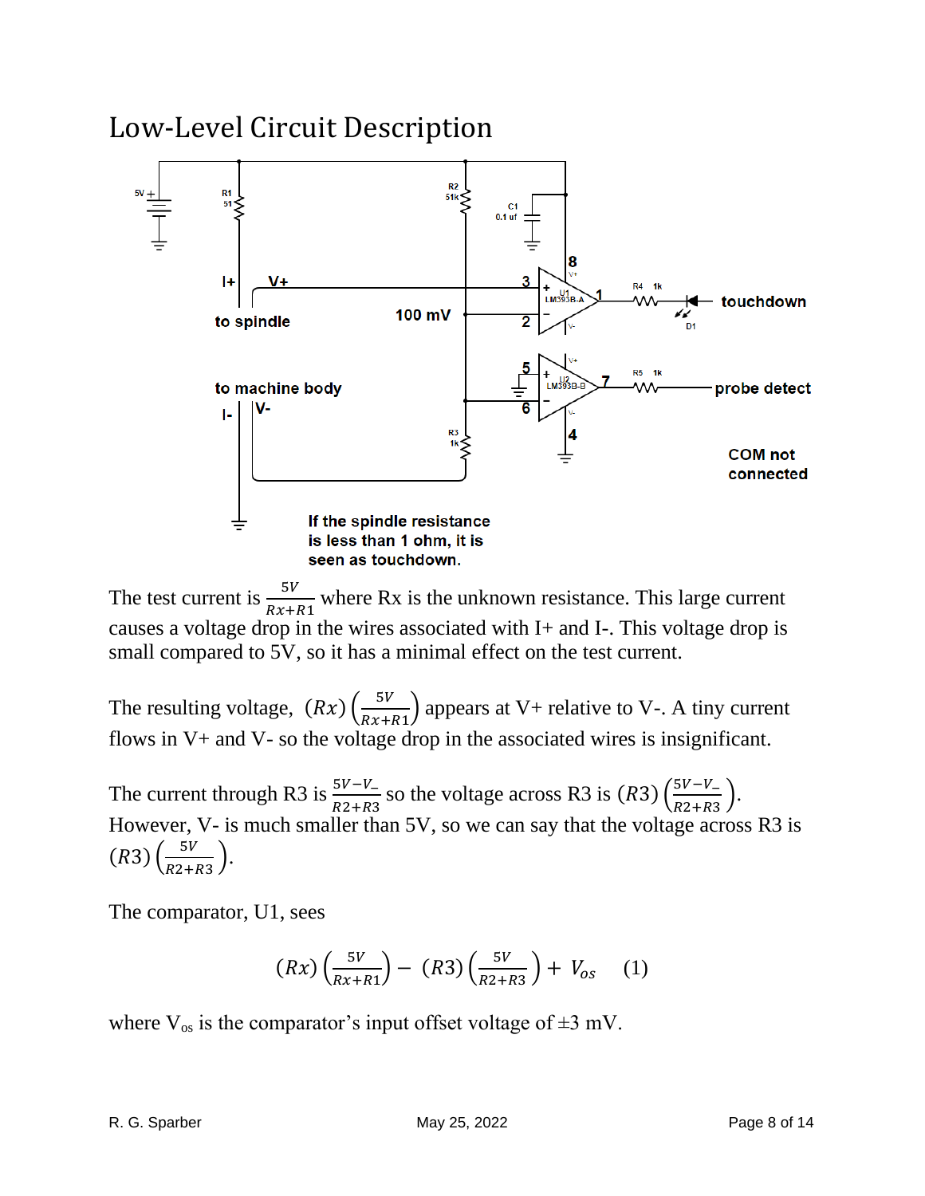# Low-Level Circuit Description

The test current is $\frac{5V}{Rx+R1}$ where Rx is the unknown resistance. This large current causes a voltage drop in the wires associated with I+ and I-. This voltage drop is small compared to 5V, so it has a minimal effect on the test current.

The resulting voltage, $(Rx)\left(\frac{5V}{Rx+R1}\right)$ appears at V+ relative to V-. A tiny current flows in V+ and V- so the voltage drop in the associated wires is insignificant.

The current through R3 is $\frac{5V-V_{-}}{R2+R3}$ so the voltage across R3 is $(R3)\left(\frac{5V-V_{-}}{R2+R3}\right)$. However, V- is much smaller than 5V, so we can say that the voltage across R3 is $(R3)\left(\frac{5V}{R2+R3}\right)$.

The comparator, U1, sees

$$(Rx)\left(\frac{5V}{Rx+R1}\right) - (R3)\left(\frac{5V}{R2+R3}\right) + V_{os} \quad (1)$$

where $V_{os}$ is the comparator's input offset voltage of ±3 mV.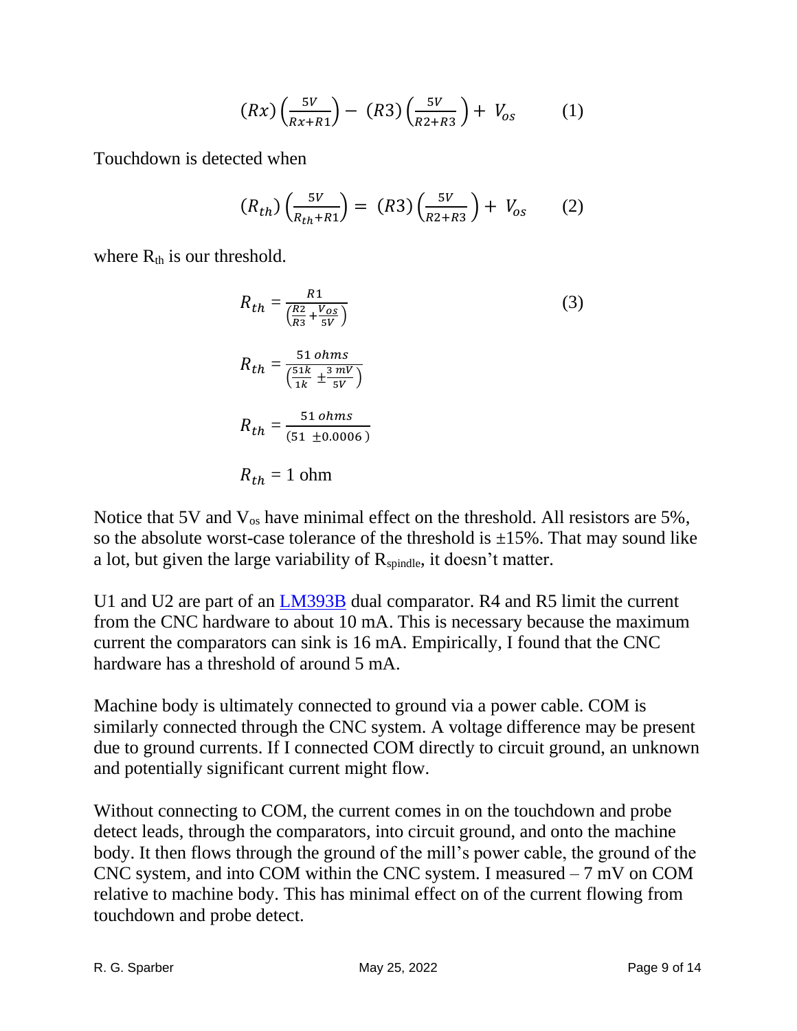$$(Rx)\left(\frac{5V}{Rx+R1}\right) - (R3)\left(\frac{5V}{R2+R3}\right) + V_{os} \qquad (1)$$

Touchdown is detected when

$$(R_{th})\left(\frac{5V}{R_{th}+R1}\right) = (R3)\left(\frac{5V}{R2+R3}\right) + V_{os} \qquad (2)$$

where $R_{th}$ is our threshold.

$$R_{th} = \frac{R1}{\left(\frac{R2}{R3}+\frac{V_{os}}{5V}\right)} \qquad (3)$$

$$R_{th} = \frac{51\ ohms}{\left(\frac{51k}{1k} \pm \frac{3\ mV}{5V}\right)}$$

$$R_{th} = \frac{51\ ohms}{(51\ \pm 0.0006)}$$

$$R_{th} = 1 \text{ ohm}$$

Notice that 5V and $V_{os}$ have minimal effect on the threshold. All resistors are 5%, so the absolute worst-case tolerance of the threshold is ±15%. That may sound like a lot, but given the large variability of $R_{spindle}$, it doesn't matter.

U1 and U2 are part of an LM393B dual comparator. R4 and R5 limit the current from the CNC hardware to about 10 mA. This is necessary because the maximum current the comparators can sink is 16 mA. Empirically, I found that the CNC hardware has a threshold of around 5 mA.

Machine body is ultimately connected to ground via a power cable. COM is similarly connected through the CNC system. A voltage difference may be present due to ground currents. If I connected COM directly to circuit ground, an unknown and potentially significant current might flow.

Without connecting to COM, the current comes in on the touchdown and probe detect leads, through the comparators, into circuit ground, and onto the machine body. It then flows through the ground of the mill's power cable, the ground of the CNC system, and into COM within the CNC system. I measured – 7 mV on COM relative to machine body. This has minimal effect on of the current flowing from touchdown and probe detect.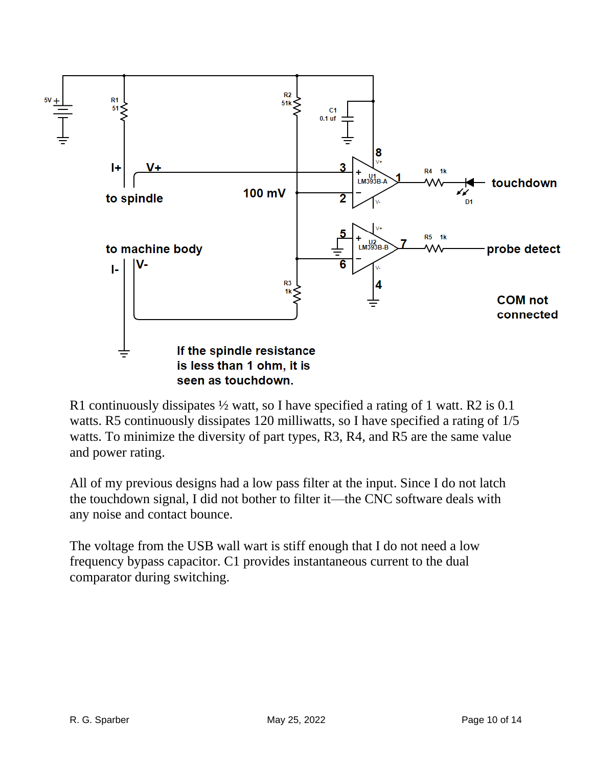5V +

R1
51

R2
51k

C1
0.1 uf

I+ V+

to spindle

100 mV

3

2

8

1

U1
LM393B-A

R4 1k

touchdown

D1

5

6

U2
LM393B-B

7

4

R5 1k

probe detect

to machine body

I- V-

R3
1k

COM not connected

If the spindle resistance is less than 1 ohm, it is seen as touchdown.

R1 continuously dissipates ½ watt, so I have specified a rating of 1 watt. R2 is 0.1 watts. R5 continuously dissipates 120 milliwatts, so I have specified a rating of 1/5 watts. To minimize the diversity of part types, R3, R4, and R5 are the same value and power rating.

All of my previous designs had a low pass filter at the input. Since I do not latch the touchdown signal, I did not bother to filter it—the CNC software deals with any noise and contact bounce.

The voltage from the USB wall wart is stiff enough that I do not need a low frequency bypass capacitor. C1 provides instantaneous current to the dual comparator during switching.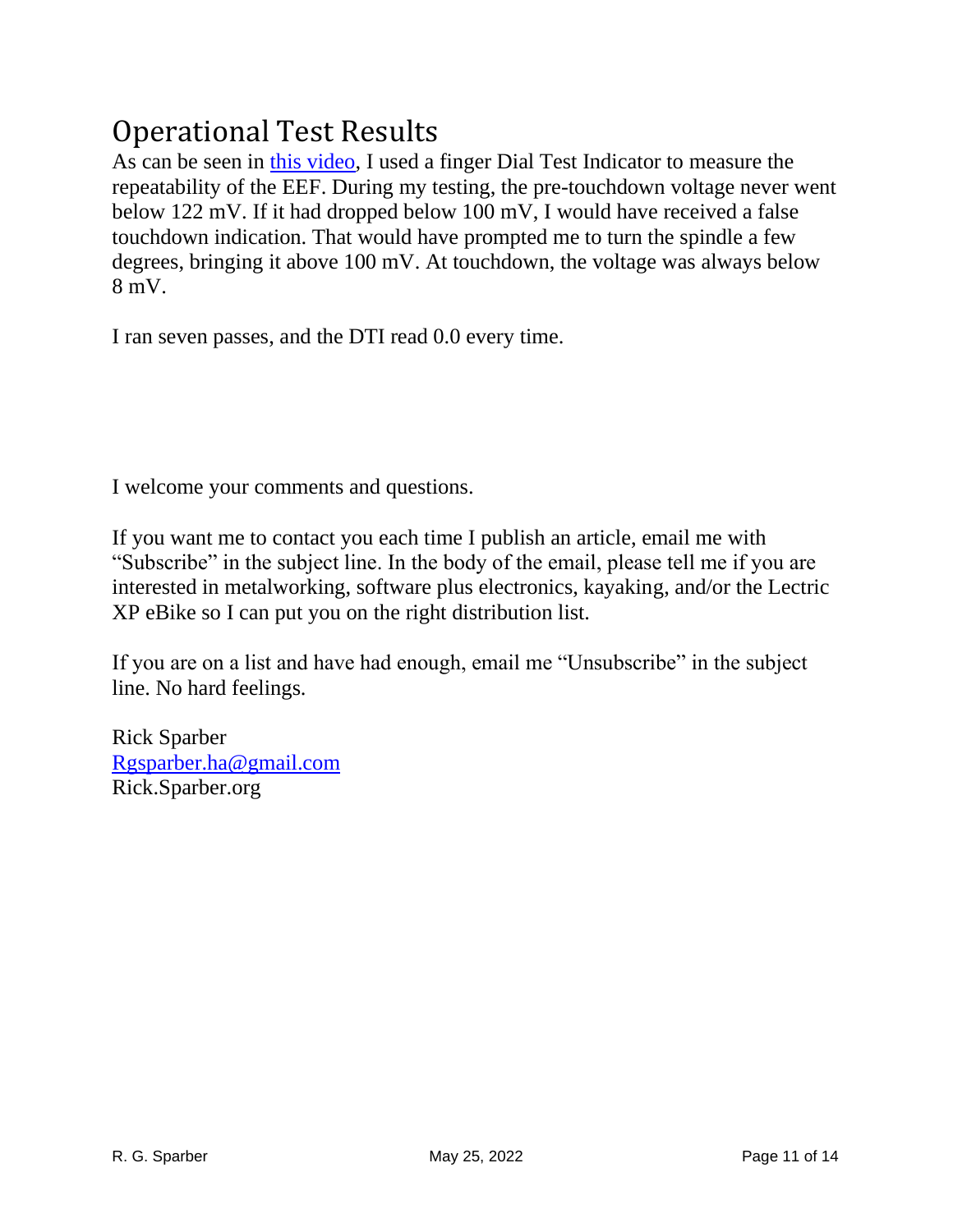# Operational Test Results

As can be seen in [this video](), I used a finger Dial Test Indicator to measure the repeatability of the EEF. During my testing, the pre-touchdown voltage never went below 122 mV. If it had dropped below 100 mV, I would have received a false touchdown indication. That would have prompted me to turn the spindle a few degrees, bringing it above 100 mV. At touchdown, the voltage was always below 8 mV.

I ran seven passes, and the DTI read 0.0 every time.

I welcome your comments and questions.

If you want me to contact you each time I publish an article, email me with "Subscribe" in the subject line. In the body of the email, please tell me if you are interested in metalworking, software plus electronics, kayaking, and/or the Lectric XP eBike so I can put you on the right distribution list.

If you are on a list and have had enough, email me "Unsubscribe" in the subject line. No hard feelings.

Rick Sparber
[Rgsparber.ha@gmail.com](mailto:Rgsparber.ha@gmail.com)
Rick.Sparber.org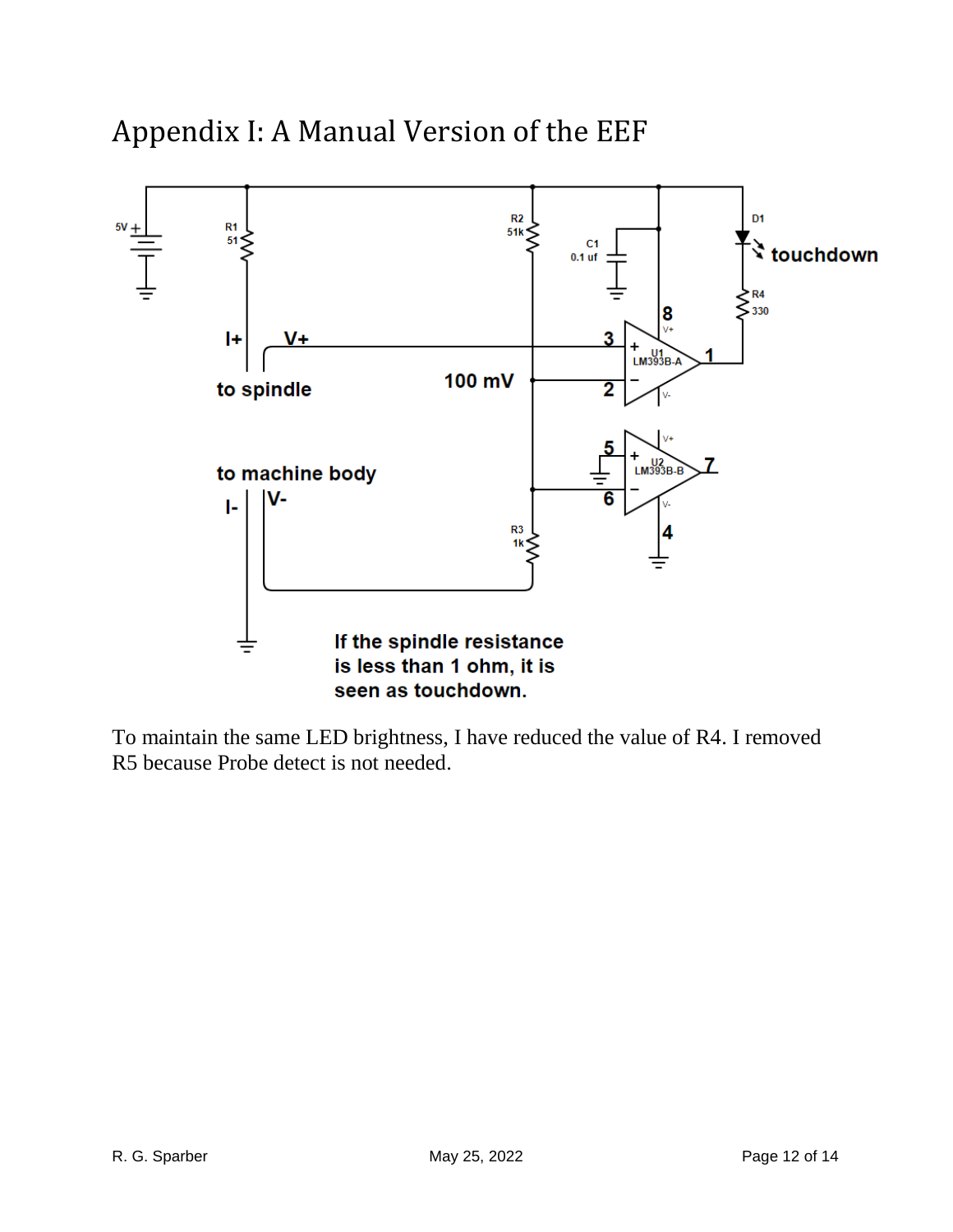# Appendix I: A Manual Version of the EEF

If the spindle resistance is less than 1 ohm, it is seen as touchdown.

To maintain the same LED brightness, I have reduced the value of R4. I removed R5 because Probe detect is not needed.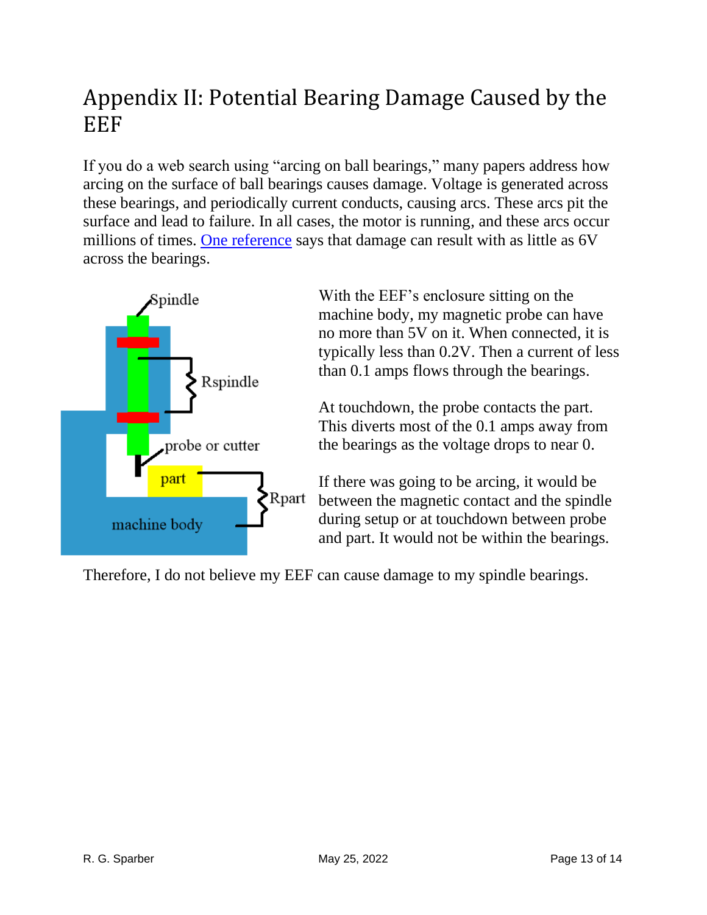# Appendix II: Potential Bearing Damage Caused by the EEF

If you do a web search using "arcing on ball bearings," many papers address how arcing on the surface of ball bearings causes damage. Voltage is generated across these bearings, and periodically current conducts, causing arcs. These arcs pit the surface and lead to failure. In all cases, the motor is running, and these arcs occur millions of times. [One reference](#) says that damage can result with as little as 6V across the bearings.

With the EEF's enclosure sitting on the machine body, my magnetic probe can have no more than 5V on it. When connected, it is typically less than 0.2V. Then a current of less than 0.1 amps flows through the bearings.

At touchdown, the probe contacts the part. This diverts most of the 0.1 amps away from the bearings as the voltage drops to near 0.

If there was going to be arcing, it would be between the magnetic contact and the spindle during setup or at touchdown between probe and part. It would not be within the bearings.

Therefore, I do not believe my EEF can cause damage to my spindle bearings.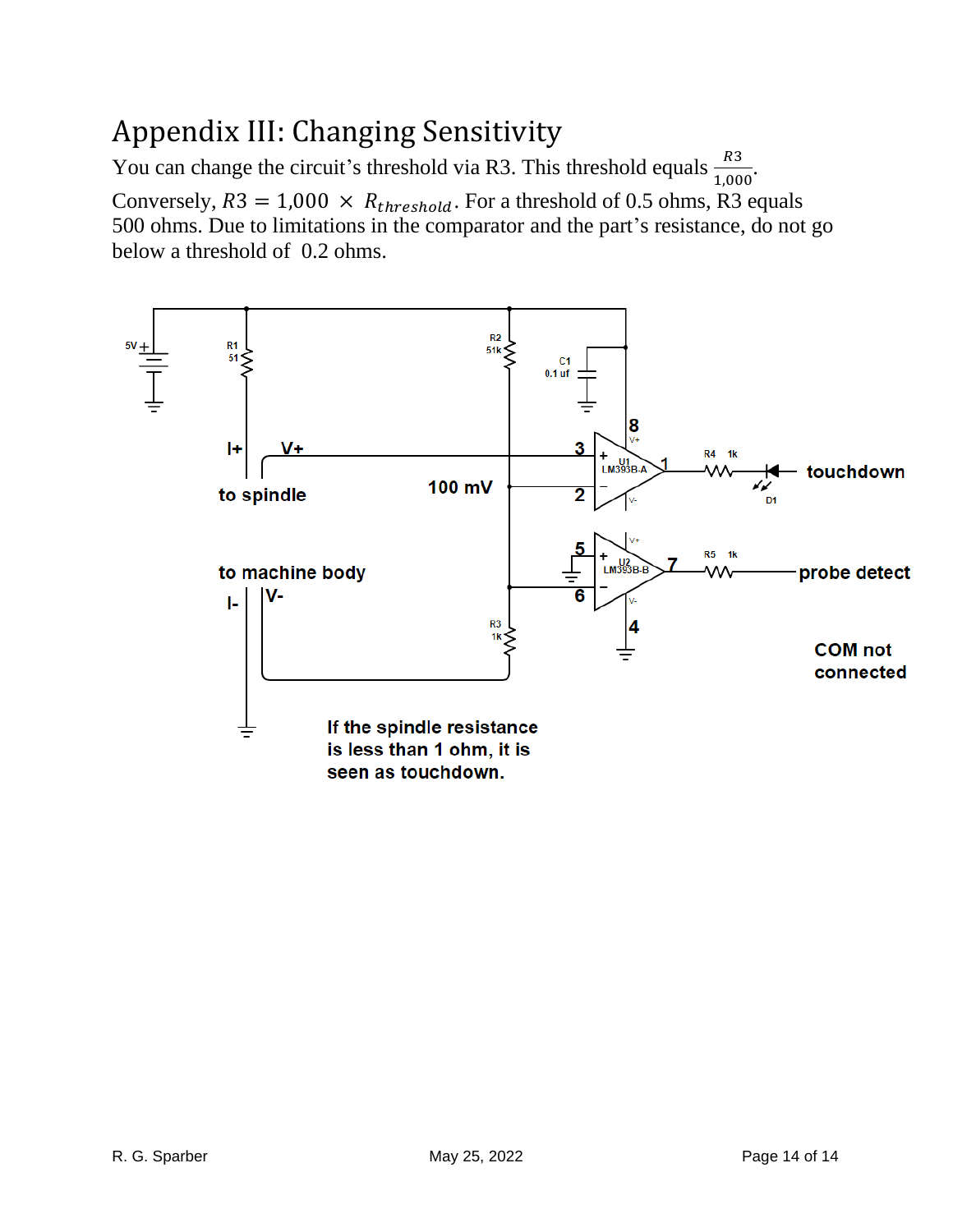# Appendix III: Changing Sensitivity

You can change the circuit's threshold via R3. This threshold equals $\frac{R3}{1{,}000}$. Conversely, $R3 = 1{,}000 \times R_{threshold}$. For a threshold of 0.5 ohms, R3 equals 500 ohms. Due to limitations in the comparator and the part's resistance, do not go below a threshold of 0.2 ohms.

5V

R1 51

R2 51k

C1 0.1 uf

8

I+

V+

3

U1 LM393B-A

1

R4 1k

touchdown

to spindle

100 mV

2

D1

5

U2 LM393B-B

7

R5 1k

probe detect

to machine body

I-

V-

6

R3 1K

4

COM not connected

If the spindle resistance is less than 1 ohm, it is seen as touchdown.